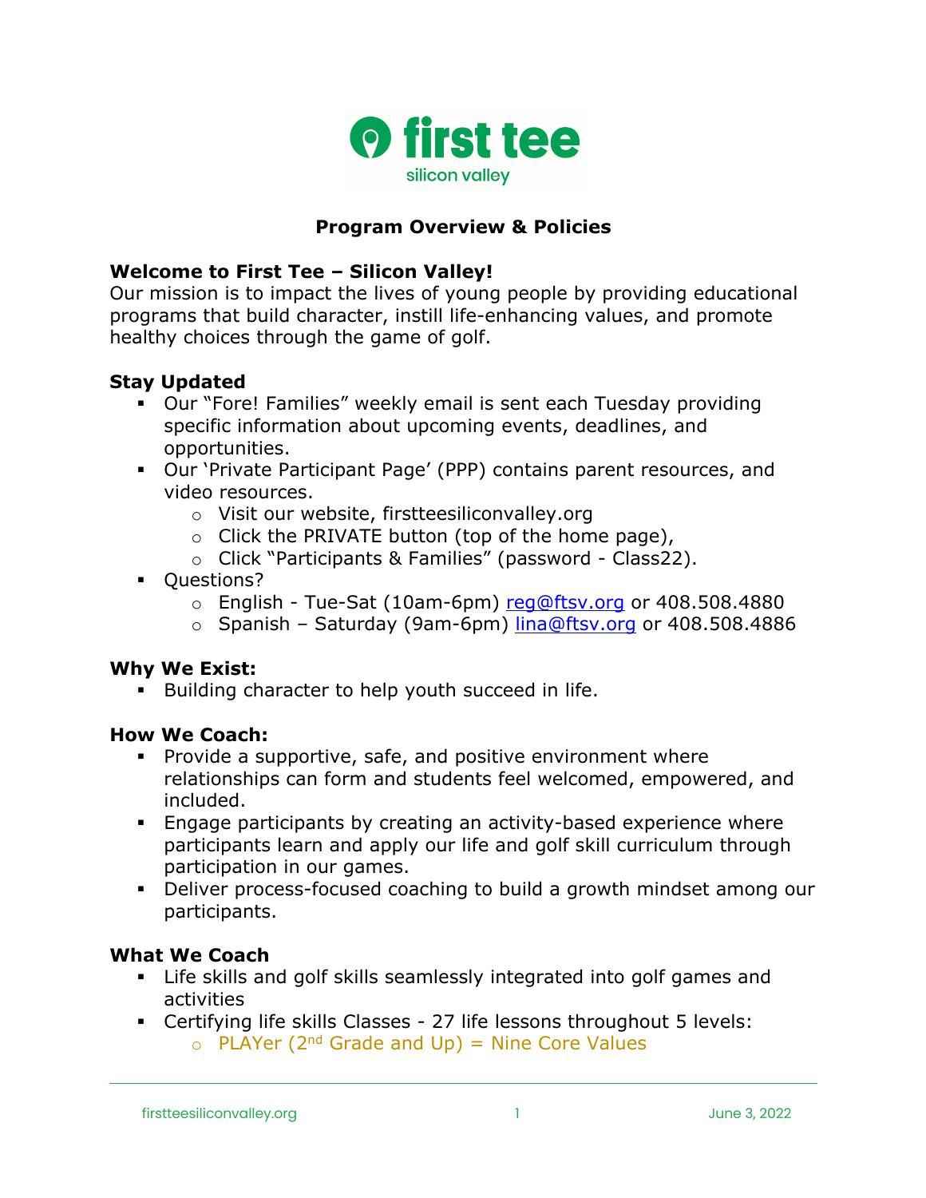first tee
silicon valley

## Program Overview & Policies

### Welcome to First Tee – Silicon Valley!

Our mission is to impact the lives of young people by providing educational programs that build character, instill life-enhancing values, and promote healthy choices through the game of golf.

### Stay Updated

- Our "Fore! Families" weekly email is sent each Tuesday providing specific information about upcoming events, deadlines, and opportunities.
- Our 'Private Participant Page' (PPP) contains parent resources, and video resources.
  - Visit our website, firstteesiliconvalley.org
  - Click the PRIVATE button (top of the home page),
  - Click "Participants & Families" (password - Class22).
- Questions?
  - English - Tue-Sat (10am-6pm) reg@ftsv.org or 408.508.4880
  - Spanish – Saturday (9am-6pm) lina@ftsv.org or 408.508.4886

### Why We Exist:

- Building character to help youth succeed in life.

### How We Coach:

- Provide a supportive, safe, and positive environment where relationships can form and students feel welcomed, empowered, and included.
- Engage participants by creating an activity-based experience where participants learn and apply our life and golf skill curriculum through participation in our games.
- Deliver process-focused coaching to build a growth mindset among our participants.

### What We Coach

- Life skills and golf skills seamlessly integrated into golf games and activities
- Certifying life skills Classes - 27 life lessons throughout 5 levels:
  - PLAYer (2nd Grade and Up) = Nine Core Values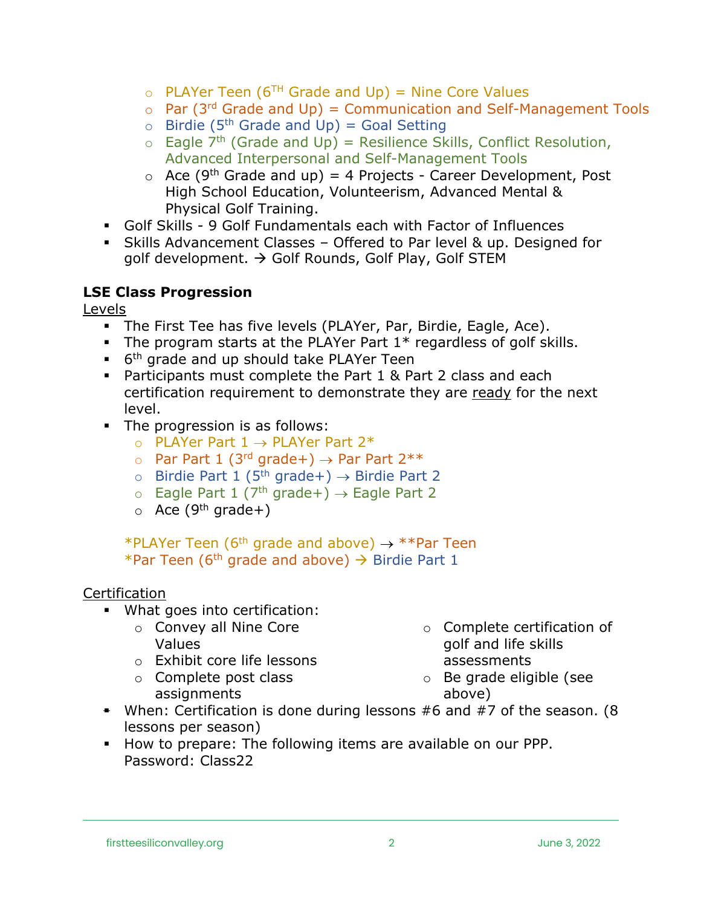- PLAYer Teen (6TH Grade and Up) = Nine Core Values
  - Par (3rd Grade and Up) = Communication and Self-Management Tools
  - Birdie (5th Grade and Up) = Goal Setting
  - Eagle 7th (Grade and Up) = Resilience Skills, Conflict Resolution, Advanced Interpersonal and Self-Management Tools
  - Ace (9th Grade and up) = 4 Projects - Career Development, Post High School Education, Volunteerism, Advanced Mental & Physical Golf Training.
- Golf Skills - 9 Golf Fundamentals each with Factor of Influences
- Skills Advancement Classes – Offered to Par level & up. Designed for golf development. → Golf Rounds, Golf Play, Golf STEM

**LSE Class Progression**

Levels

- The First Tee has five levels (PLAYer, Par, Birdie, Eagle, Ace).
- The program starts at the PLAYer Part 1* regardless of golf skills.
- 6th grade and up should take PLAYer Teen
- Participants must complete the Part 1 & Part 2 class and each certification requirement to demonstrate they are ready for the next level.
- The progression is as follows:
  - PLAYer Part 1 → PLAYer Part 2*
  - Par Part 1 (3rd grade+) → Par Part 2**
  - Birdie Part 1 (5th grade+) → Birdie Part 2
  - Eagle Part 1 (7th grade+) → Eagle Part 2
  - Ace (9th grade+)

  *PLAYer Teen (6th grade and above) → **Par Teen
  *Par Teen (6th grade and above) → Birdie Part 1

Certification

- What goes into certification:
  - Convey all Nine Core Values
  - Exhibit core life lessons
  - Complete post class assignments
  - Complete certification of golf and life skills assessments
  - Be grade eligible (see above)
- When: Certification is done during lessons #6 and #7 of the season. (8 lessons per season)
- How to prepare: The following items are available on our PPP. Password: Class22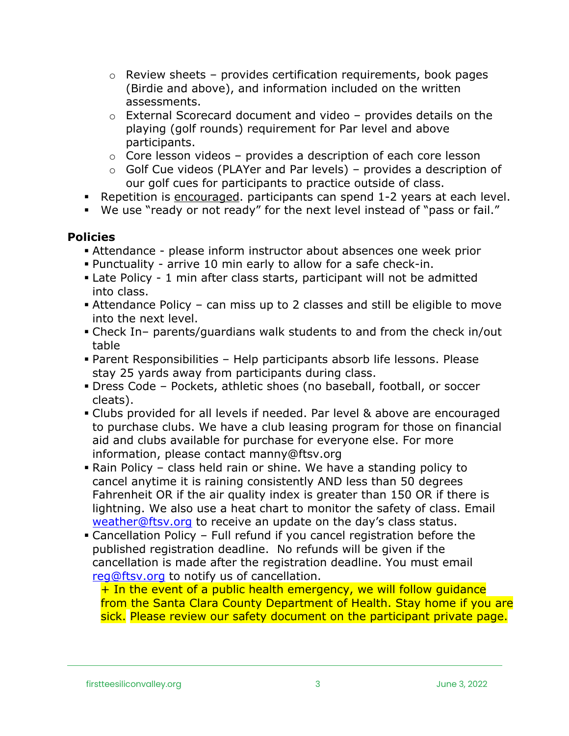- Review sheets – provides certification requirements, book pages (Birdie and above), and information included on the written assessments.
    - External Scorecard document and video – provides details on the playing (golf rounds) requirement for Par level and above participants.
    - Core lesson videos – provides a description of each core lesson
    - Golf Cue videos (PLAYer and Par levels) – provides a description of our golf cues for participants to practice outside of class.
- Repetition is <u>encouraged</u>. participants can spend 1-2 years at each level.
- We use "ready or not ready" for the next level instead of "pass or fail."

**Policies**

- Attendance - please inform instructor about absences one week prior
- Punctuality - arrive 10 min early to allow for a safe check-in.
- Late Policy - 1 min after class starts, participant will not be admitted into class.
- Attendance Policy – can miss up to 2 classes and still be eligible to move into the next level.
- Check In– parents/guardians walk students to and from the check in/out table
- Parent Responsibilities – Help participants absorb life lessons. Please stay 25 yards away from participants during class.
- Dress Code – Pockets, athletic shoes (no baseball, football, or soccer cleats).
- Clubs provided for all levels if needed. Par level & above are encouraged to purchase clubs. We have a club leasing program for those on financial aid and clubs available for purchase for everyone else. For more information, please contact manny@ftsv.org
- Rain Policy – class held rain or shine. We have a standing policy to cancel anytime it is raining consistently AND less than 50 degrees Fahrenheit OR if the air quality index is greater than 150 OR if there is lightning. We also use a heat chart to monitor the safety of class. Email weather@ftsv.org to receive an update on the day's class status.
- Cancellation Policy – Full refund if you cancel registration before the published registration deadline. No refunds will be given if the cancellation is made after the registration deadline. You must email reg@ftsv.org to notify us of cancellation.

  + In the event of a public health emergency, we will follow guidance from the Santa Clara County Department of Health. Stay home if you are sick. Please review our safety document on the participant private page.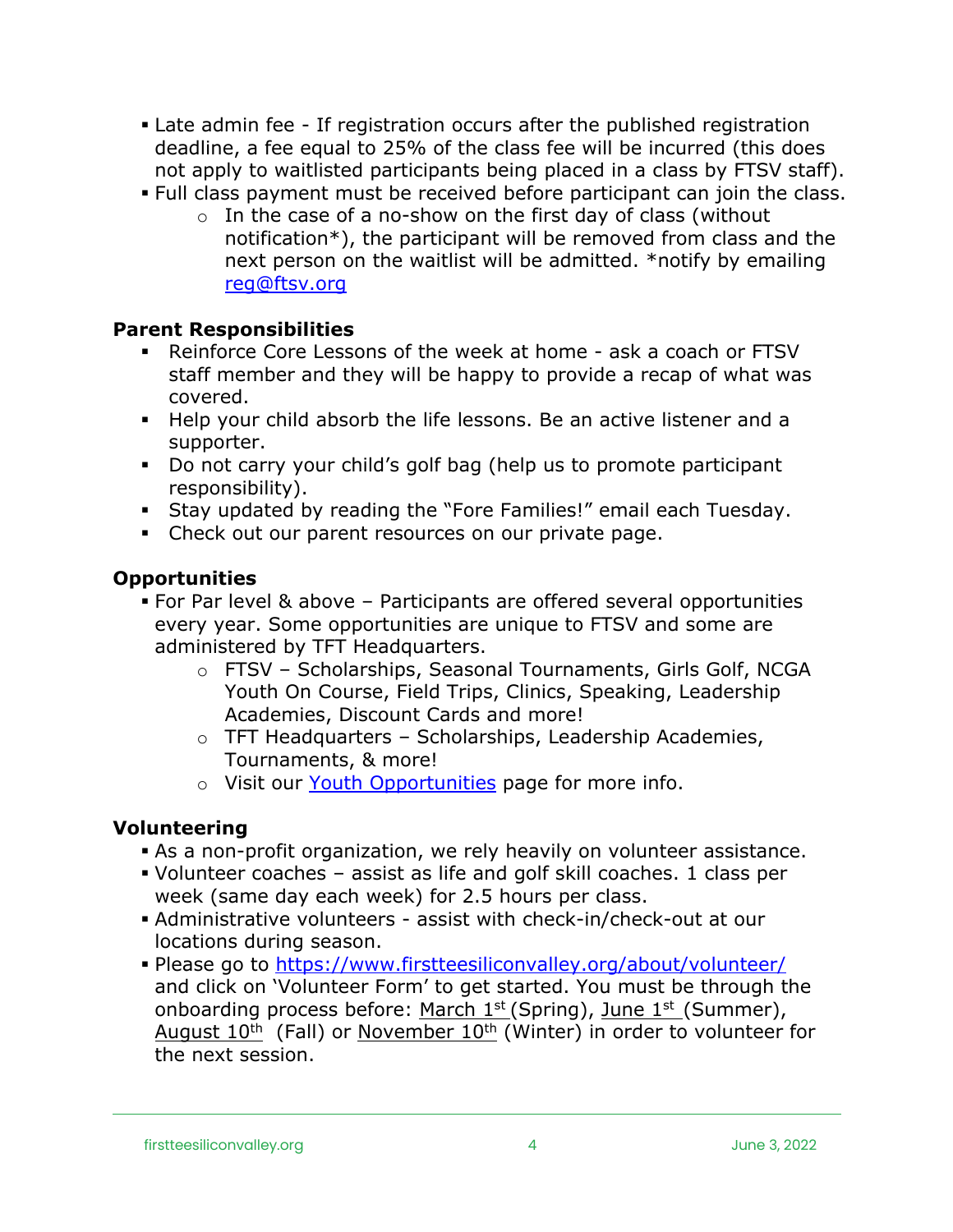- Late admin fee - If registration occurs after the published registration deadline, a fee equal to 25% of the class fee will be incurred (this does not apply to waitlisted participants being placed in a class by FTSV staff).
- Full class payment must be received before participant can join the class.
  - In the case of a no-show on the first day of class (without notification*), the participant will be removed from class and the next person on the waitlist will be admitted. *notify by emailing [reg@ftsv.org](mailto:reg@ftsv.org)

**Parent Responsibilities**

- Reinforce Core Lessons of the week at home - ask a coach or FTSV staff member and they will be happy to provide a recap of what was covered.
- Help your child absorb the life lessons. Be an active listener and a supporter.
- Do not carry your child's golf bag (help us to promote participant responsibility).
- Stay updated by reading the "Fore Families!" email each Tuesday.
- Check out our parent resources on our private page.

**Opportunities**

- For Par level & above – Participants are offered several opportunities every year. Some opportunities are unique to FTSV and some are administered by TFT Headquarters.
  - FTSV – Scholarships, Seasonal Tournaments, Girls Golf, NCGA Youth On Course, Field Trips, Clinics, Speaking, Leadership Academies, Discount Cards and more!
  - TFT Headquarters – Scholarships, Leadership Academies, Tournaments, & more!
  - Visit our [Youth Opportunities]() page for more info.

**Volunteering**

- As a non-profit organization, we rely heavily on volunteer assistance.
- Volunteer coaches – assist as life and golf skill coaches. 1 class per week (same day each week) for 2.5 hours per class.
- Administrative volunteers - assist with check-in/check-out at our locations during season.
- Please go to [https://www.firstteesiliconvalley.org/about/volunteer/](https://www.firstteesiliconvalley.org/about/volunteer/) and click on 'Volunteer Form' to get started. You must be through the onboarding process before: March 1st (Spring), June 1st (Summer), August 10th (Fall) or November 10th (Winter) in order to volunteer for the next session.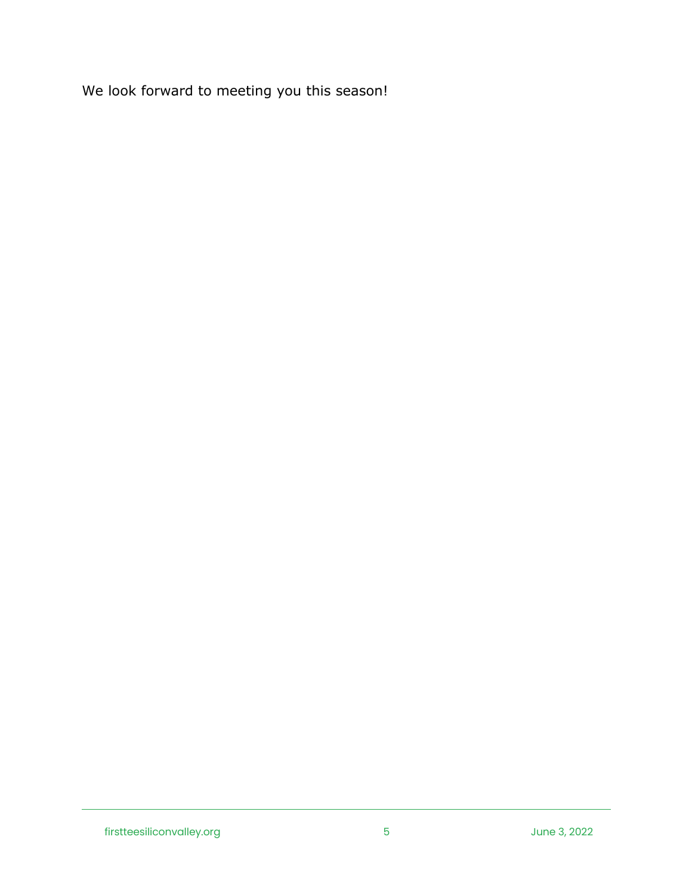We look forward to meeting you this season!